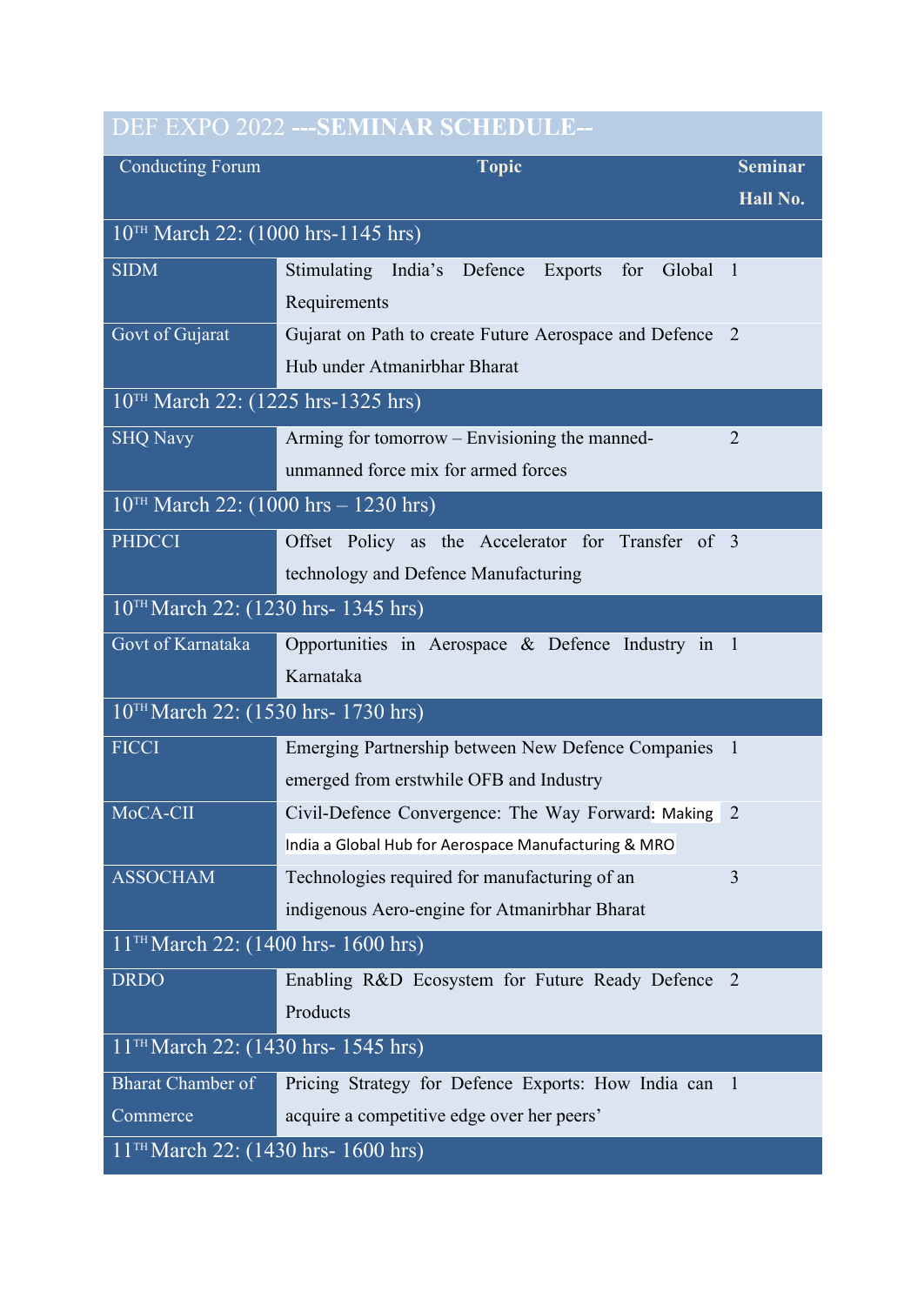| DEF EXPO 2022 ---**SEMINAR SCHEDULE--** | | |
|---|---|---|
| Conducting Forum | **Topic** | **Seminar Hall No.** |
| 10TH March 22: (1000 hrs-1145 hrs) | | |
| SIDM | Stimulating India's Defence Exports for Global Requirements | 1 |
| Govt of Gujarat | Gujarat on Path to create Future Aerospace and Defence Hub under Atmanirbhar Bharat | 2 |
| 10TH March 22: (1225 hrs-1325 hrs) | | |
| SHQ Navy | Arming for tomorrow – Envisioning the manned-unmanned force mix for armed forces | 2 |
| 10TH March 22: (1000 hrs – 1230 hrs) | | |
| PHDCCI | Offset Policy as the Accelerator for Transfer of technology and Defence Manufacturing | 3 |
| 10TH March 22: (1230 hrs- 1345 hrs) | | |
| Govt of Karnataka | Opportunities in Aerospace & Defence Industry in Karnataka | 1 |
| 10TH March 22: (1530 hrs- 1730 hrs) | | |
| FICCI | Emerging Partnership between New Defence Companies emerged from erstwhile OFB and Industry | 1 |
| MoCA-CII | Civil-Defence Convergence: The Way Forward: Making India a Global Hub for Aerospace Manufacturing & MRO | 2 |
| ASSOCHAM | Technologies required for manufacturing of an indigenous Aero-engine for Atmanirbhar Bharat | 3 |
| 11TH March 22: (1400 hrs- 1600 hrs) | | |
| DRDO | Enabling R&D Ecosystem for Future Ready Defence Products | 2 |
| 11TH March 22: (1430 hrs- 1545 hrs) | | |
| Bharat Chamber of Commerce | Pricing Strategy for Defence Exports: How India can acquire a competitive edge over her peers' | 1 |
| 11TH March 22: (1430 hrs- 1600 hrs) | | |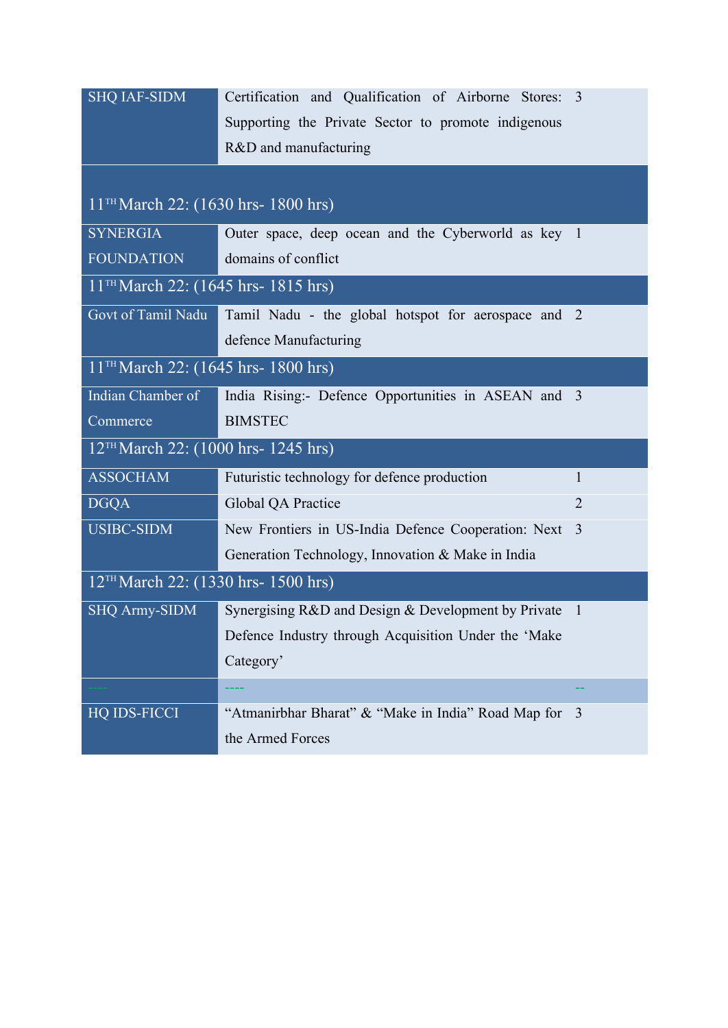| | | |
|---|---|---|
| SHQ IAF-SIDM | Certification and Qualification of Airborne Stores: Supporting the Private Sector to promote indigenous R&D and manufacturing | 3 |
| 11TH March 22: (1630 hrs- 1800 hrs) | | |
| SYNERGIA FOUNDATION | Outer space, deep ocean and the Cyberworld as key domains of conflict | 1 |
| 11TH March 22: (1645 hrs- 1815 hrs) | | |
| Govt of Tamil Nadu | Tamil Nadu - the global hotspot for aerospace and defence Manufacturing | 2 |
| 11TH March 22: (1645 hrs- 1800 hrs) | | |
| Indian Chamber of Commerce | India Rising:- Defence Opportunities in ASEAN and BIMSTEC | 3 |
| 12TH March 22: (1000 hrs- 1245 hrs) | | |
| ASSOCHAM | Futuristic technology for defence production | 1 |
| DGQA | Global QA Practice | 2 |
| USIBC-SIDM | New Frontiers in US-India Defence Cooperation: Next Generation Technology, Innovation & Make in India | 3 |
| 12TH March 22: (1330 hrs- 1500 hrs) | | |
| SHQ Army-SIDM | Synergising R&D and Design & Development by Private Defence Industry through Acquisition Under the 'Make Category' | 1 |
| ---- | ---- | -- |
| HQ IDS-FICCI | "Atmanirbhar Bharat" & "Make in India" Road Map for the Armed Forces | 3 |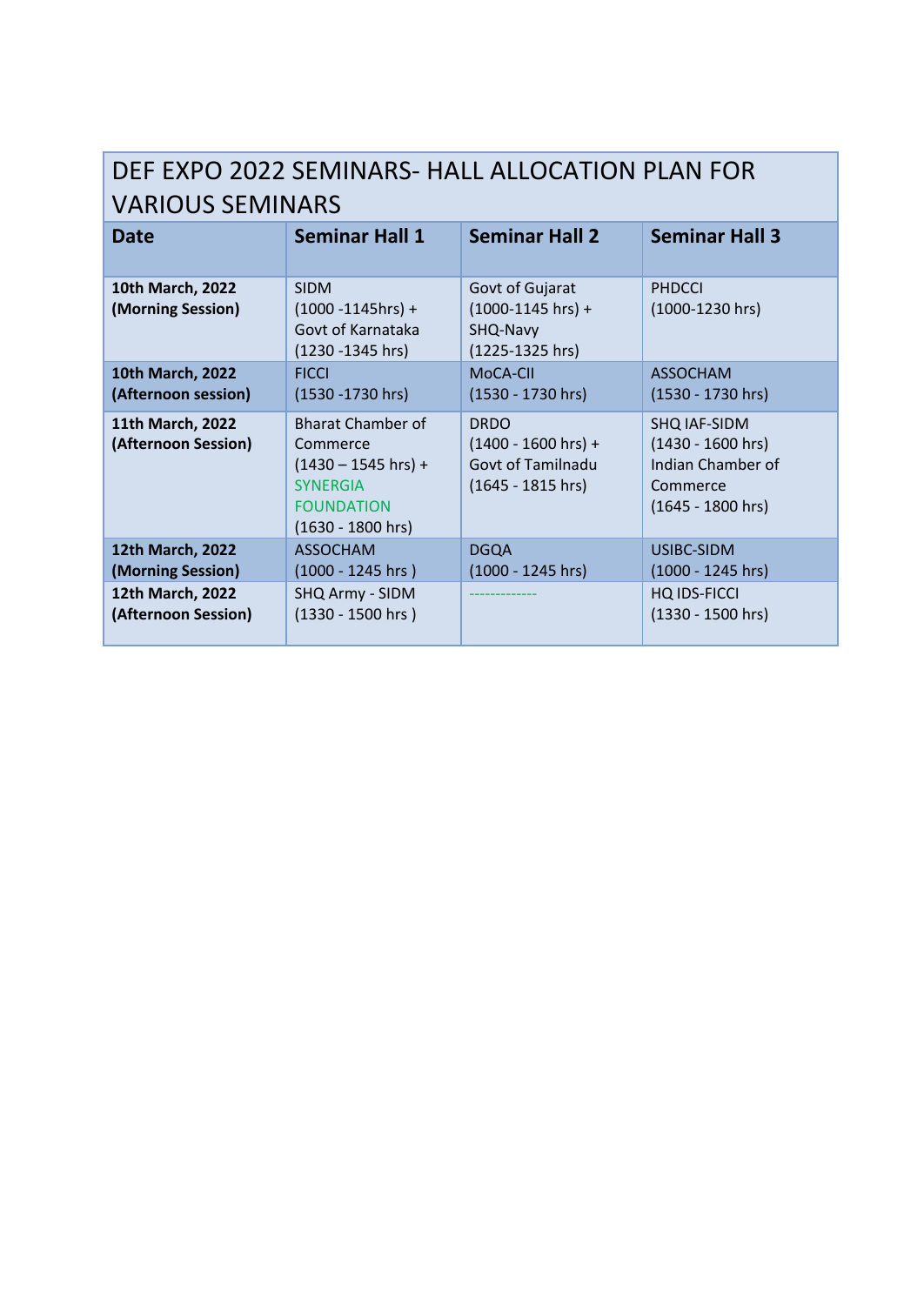| DEF EXPO 2022 SEMINARS- HALL ALLOCATION PLAN FOR VARIOUS SEMINARS | | | |
|---|---|---|---|
| **Date** | **Seminar Hall 1** | **Seminar Hall 2** | **Seminar Hall 3** |
| **10th March, 2022 (Morning Session)** | SIDM (1000 -1145hrs) + Govt of Karnataka (1230 -1345 hrs) | Govt of Gujarat (1000-1145 hrs) + SHQ-Navy (1225-1325 hrs) | PHDCCI (1000-1230 hrs) |
| **10th March, 2022 (Afternoon session)** | FICCI (1530 -1730 hrs) | MoCA-CII (1530 - 1730 hrs) | ASSOCHAM (1530 - 1730 hrs) |
| **11th March, 2022 (Afternoon Session)** | Bharat Chamber of Commerce (1430 – 1545 hrs) + SYNERGIA FOUNDATION (1630 - 1800 hrs) | DRDO (1400 - 1600 hrs) + Govt of Tamilnadu (1645 - 1815 hrs) | SHQ IAF-SIDM (1430 - 1600 hrs) Indian Chamber of Commerce (1645 - 1800 hrs) |
| **12th March, 2022 (Morning Session)** | ASSOCHAM (1000 - 1245 hrs ) | DGQA (1000 - 1245 hrs) | USIBC-SIDM (1000 - 1245 hrs) |
| **12th March, 2022 (Afternoon Session)** | SHQ Army - SIDM (1330 - 1500 hrs ) | ------------- | HQ IDS-FICCI (1330 - 1500 hrs) |